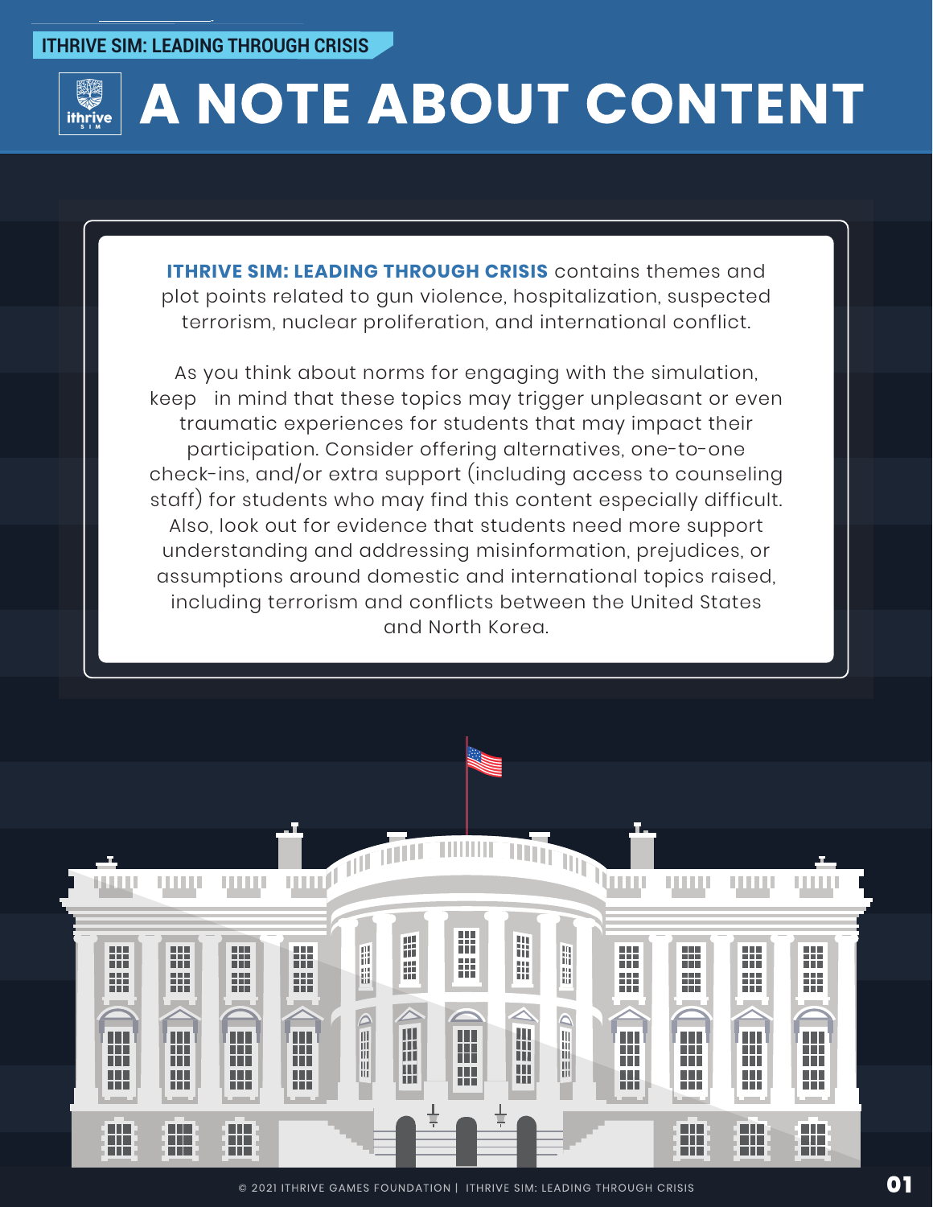# A NOTE ABOUT CONTENT

**ITHRIVE SIM: LEADING THROUGH CRISIS** contains themes and plot points related to gun violence, hospitalization, suspected terrorism, nuclear proliferation, and international conflict.

As you think about norms for engaging with the simulation, keep in mind that these topics may trigger unpleasant or even traumatic experiences for students that may impact their participation. Consider offering alternatives, one-to-one check-ins, and/or extra support (including access to counseling staff) for students who may find this content especially difficult. Also, look out for evidence that students need more support understanding and addressing misinformation, prejudices, or assumptions around domestic and international topics raised, including terrorism and conflicts between the United States and North Korea.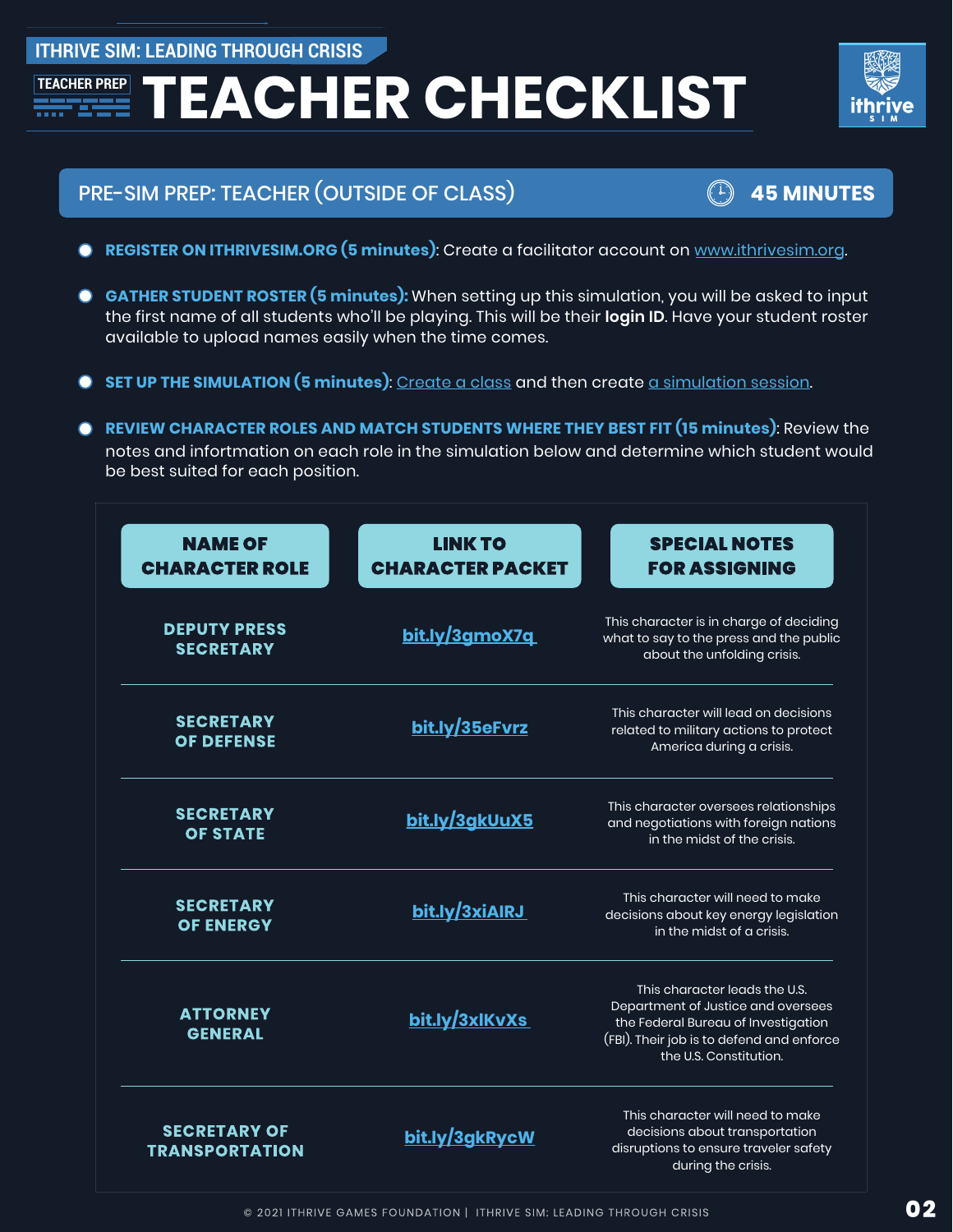ITHRIVE SIM: LEADING THROUGH CRISIS

TEACHER PREP

# TEACHER CHECKLIST

## PRE-SIM PREP: TEACHER (OUTSIDE OF CLASS) — 45 MINUTES

- **REGISTER ON ITHRIVESIM.ORG (5 minutes)**: Create a facilitator account on www.ithrivesim.org.
- **GATHER STUDENT ROSTER (5 minutes):** When setting up this simulation, you will be asked to input the first name of all students who'll be playing. This will be their **login ID**. Have your student roster available to upload names easily when the time comes.
- **SET UP THE SIMULATION (5 minutes)**: Create a class and then create a simulation session.
- **REVIEW CHARACTER ROLES AND MATCH STUDENTS WHERE THEY BEST FIT (15 minutes)**: Review the notes and information on each role in the simulation below and determine which student would be best suited for each position.

| NAME OF CHARACTER ROLE | LINK TO CHARACTER PACKET | SPECIAL NOTES FOR ASSIGNING |
| --- | --- | --- |
| DEPUTY PRESS SECRETARY | bit.ly/3gmoX7q | This character is in charge of deciding what to say to the press and the public about the unfolding crisis. |
| SECRETARY OF DEFENSE | bit.ly/35eFvrz | This character will lead on decisions related to military actions to protect America during a crisis. |
| SECRETARY OF STATE | bit.ly/3gkUuX5 | This character oversees relationships and negotiations with foreign nations in the midst of the crisis. |
| SECRETARY OF ENERGY | bit.ly/3xiAIRJ | This character will need to make decisions about key energy legislation in the midst of a crisis. |
| ATTORNEY GENERAL | bit.ly/3xIKvXs | This character leads the U.S. Department of Justice and oversees the Federal Bureau of Investigation (FBI). Their job is to defend and enforce the U.S. Constitution. |
| SECRETARY OF TRANSPORTATION | bit.ly/3gkRycW | This character will need to make decisions about transportation disruptions to ensure traveler safety during the crisis. |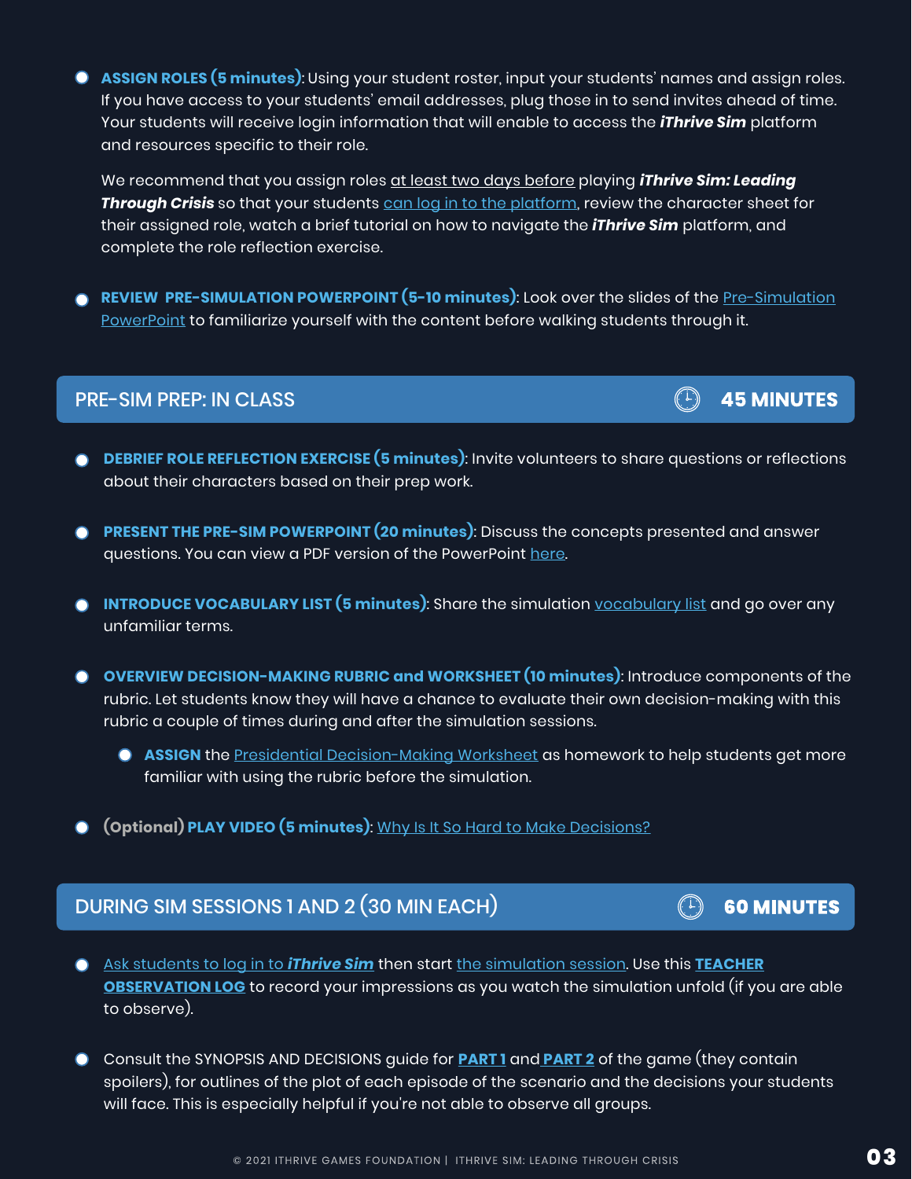- **ASSIGN ROLES (5 minutes)**: Using your student roster, input your students' names and assign roles. If you have access to your students' email addresses, plug those in to send invites ahead of time. Your students will receive login information that will enable to access the ***iThrive Sim*** platform and resources specific to their role.

  We recommend that you assign roles at least two days before playing ***iThrive Sim: Leading Through Crisis*** so that your students can log in to the platform, review the character sheet for their assigned role, watch a brief tutorial on how to navigate the ***iThrive Sim*** platform, and complete the role reflection exercise.

- **REVIEW PRE-SIMULATION POWERPOINT (5-10 minutes)**: Look over the slides of the Pre-Simulation PowerPoint to familiarize yourself with the content before walking students through it.

## PRE-SIM PREP: IN CLASS — 45 MINUTES

- **DEBRIEF ROLE REFLECTION EXERCISE (5 minutes)**: Invite volunteers to share questions or reflections about their characters based on their prep work.
- **PRESENT THE PRE-SIM POWERPOINT (20 minutes)**: Discuss the concepts presented and answer questions. You can view a PDF version of the PowerPoint here.
- **INTRODUCE VOCABULARY LIST (5 minutes)**: Share the simulation vocabulary list and go over any unfamiliar terms.
- **OVERVIEW DECISION-MAKING RUBRIC and WORKSHEET (10 minutes)**: Introduce components of the rubric. Let students know they will have a chance to evaluate their own decision-making with this rubric a couple of times during and after the simulation sessions.
  - **ASSIGN** the Presidential Decision-Making Worksheet as homework to help students get more familiar with using the rubric before the simulation.
- (Optional) **PLAY VIDEO (5 minutes)**: Why Is It So Hard to Make Decisions?

## DURING SIM SESSIONS 1 AND 2 (30 MIN EACH) — 60 MINUTES

- Ask students to log in to ***iThrive Sim*** then start the simulation session. Use this **TEACHER OBSERVATION LOG** to record your impressions as you watch the simulation unfold (if you are able to observe).
- Consult the SYNOPSIS AND DECISIONS guide for **PART 1** and **PART 2** of the game (they contain spoilers), for outlines of the plot of each episode of the scenario and the decisions your students will face. This is especially helpful if you're not able to observe all groups.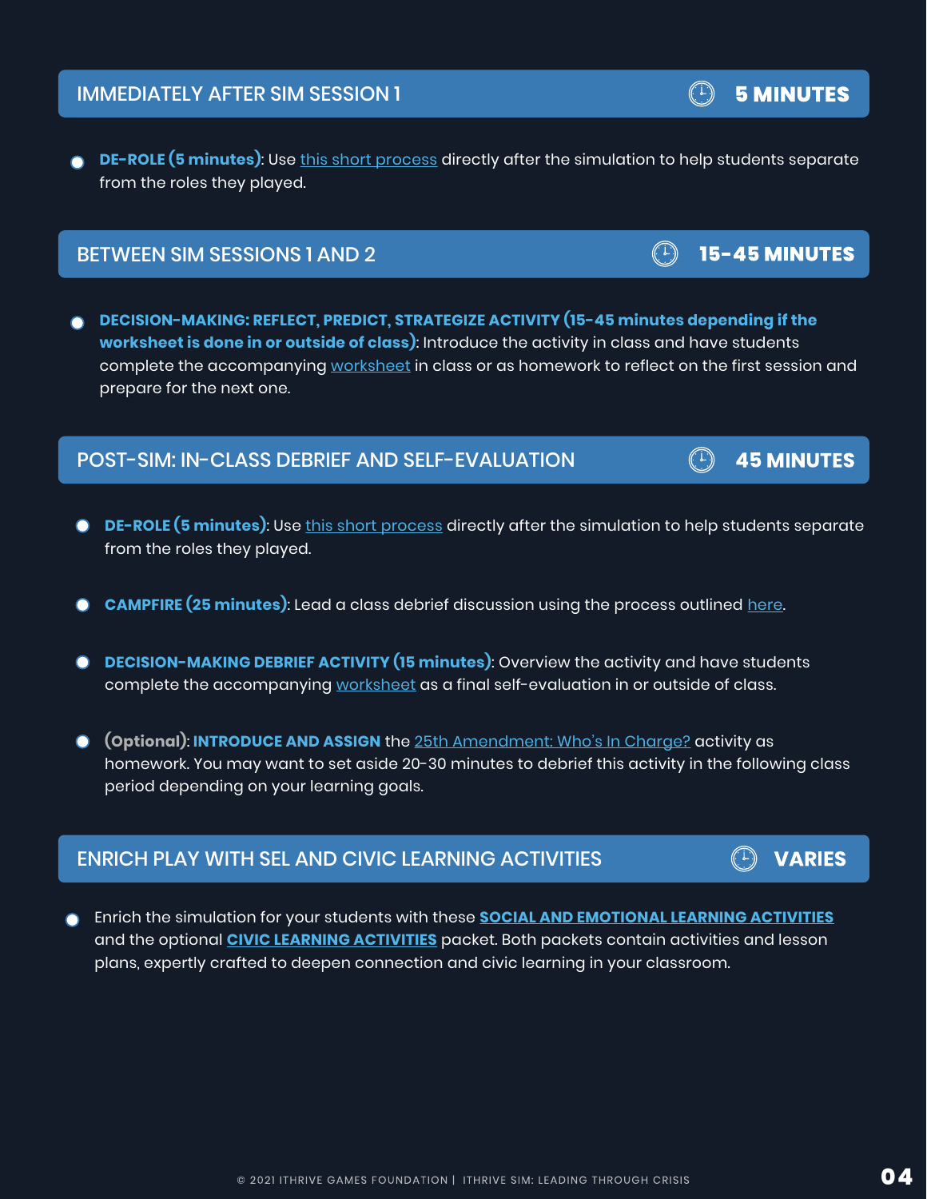## IMMEDIATELY AFTER SIM SESSION 1 — 5 MINUTES

- **DE-ROLE (5 minutes)**: Use this short process directly after the simulation to help students separate from the roles they played.

## BETWEEN SIM SESSIONS 1 AND 2 — 15-45 MINUTES

- **DECISION-MAKING: REFLECT, PREDICT, STRATEGIZE ACTIVITY (15-45 minutes depending if the worksheet is done in or outside of class)**: Introduce the activity in class and have students complete the accompanying worksheet in class or as homework to reflect on the first session and prepare for the next one.

## POST-SIM: IN-CLASS DEBRIEF AND SELF-EVALUATION — 45 MINUTES

- **DE-ROLE (5 minutes)**: Use this short process directly after the simulation to help students separate from the roles they played.
- **CAMPFIRE (25 minutes)**: Lead a class debrief discussion using the process outlined here.
- **DECISION-MAKING DEBRIEF ACTIVITY (15 minutes)**: Overview the activity and have students complete the accompanying worksheet as a final self-evaluation in or outside of class.
- **(Optional)**: **INTRODUCE AND ASSIGN** the 25th Amendment: Who's In Charge? activity as homework. You may want to set aside 20-30 minutes to debrief this activity in the following class period depending on your learning goals.

## ENRICH PLAY WITH SEL AND CIVIC LEARNING ACTIVITIES — VARIES

- Enrich the simulation for your students with these **SOCIAL AND EMOTIONAL LEARNING ACTIVITIES** and the optional **CIVIC LEARNING ACTIVITIES** packet. Both packets contain activities and lesson plans, expertly crafted to deepen connection and civic learning in your classroom.